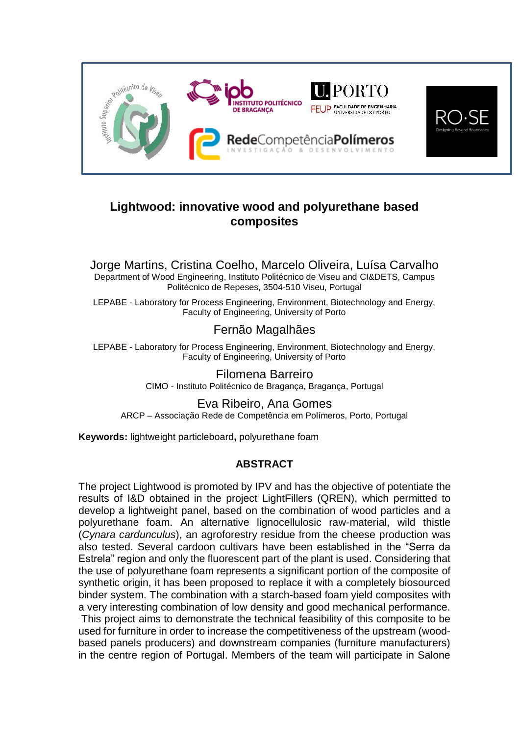# Lightwood: innovative wood and polyurethane based composites

Jorge Martins, Cristina Coelho, Marcelo Oliveira, Luísa Carvalho
Department of Wood Engineering, Instituto Politécnico de Viseu and CI&DETS, Campus Politécnico de Repeses, 3504-510 Viseu, Portugal

LEPABE - Laboratory for Process Engineering, Environment, Biotechnology and Energy, Faculty of Engineering, University of Porto

Fernão Magalhães
LEPABE - Laboratory for Process Engineering, Environment, Biotechnology and Energy, Faculty of Engineering, University of Porto

Filomena Barreiro
CIMO - Instituto Politécnico de Bragança, Bragança, Portugal

Eva Ribeiro, Ana Gomes
ARCP – Associação Rede de Competência em Polímeros, Porto, Portugal

**Keywords:** lightweight particleboard**,** polyurethane foam

## ABSTRACT

The project Lightwood is promoted by IPV and has the objective of potentiate the results of I&D obtained in the project LightFillers (QREN), which permitted to develop a lightweight panel, based on the combination of wood particles and a polyurethane foam. An alternative lignocellulosic raw-material, wild thistle (*Cynara cardunculus*), an agroforestry residue from the cheese production was also tested. Several cardoon cultivars have been established in the "Serra da Estrela" region and only the fluorescent part of the plant is used. Considering that the use of polyurethane foam represents a significant portion of the composite of synthetic origin, it has been proposed to replace it with a completely biosourced binder system. The combination with a starch-based foam yield composites with a very interesting combination of low density and good mechanical performance. This project aims to demonstrate the technical feasibility of this composite to be used for furniture in order to increase the competitiveness of the upstream (wood-based panels producers) and downstream companies (furniture manufacturers) in the centre region of Portugal. Members of the team will participate in Salone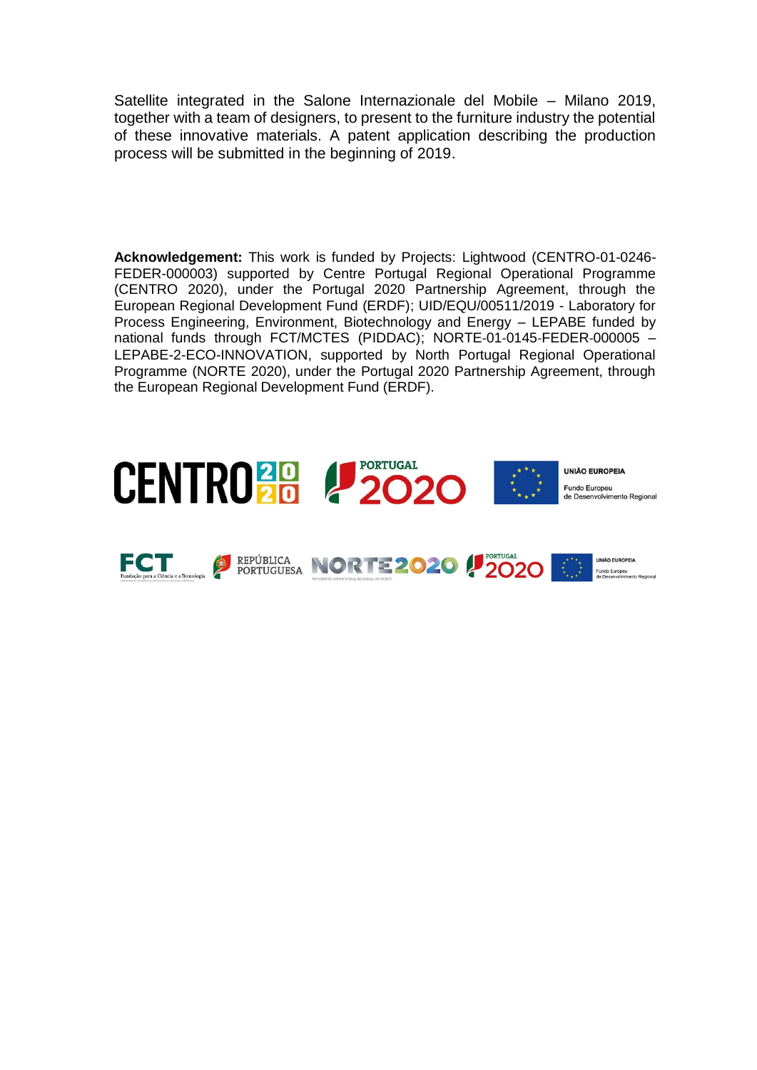Satellite integrated in the Salone Internazionale del Mobile – Milano 2019, together with a team of designers, to present to the furniture industry the potential of these innovative materials. A patent application describing the production process will be submitted in the beginning of 2019.

**Acknowledgement:** This work is funded by Projects: Lightwood (CENTRO-01-0246-FEDER-000003) supported by Centre Portugal Regional Operational Programme (CENTRO 2020), under the Portugal 2020 Partnership Agreement, through the European Regional Development Fund (ERDF); UID/EQU/00511/2019 - Laboratory for Process Engineering, Environment, Biotechnology and Energy – LEPABE funded by national funds through FCT/MCTES (PIDDAC); NORTE-01-0145-FEDER-000005 – LEPABE-2-ECO-INNOVATION, supported by North Portugal Regional Operational Programme (NORTE 2020), under the Portugal 2020 Partnership Agreement, through the European Regional Development Fund (ERDF).